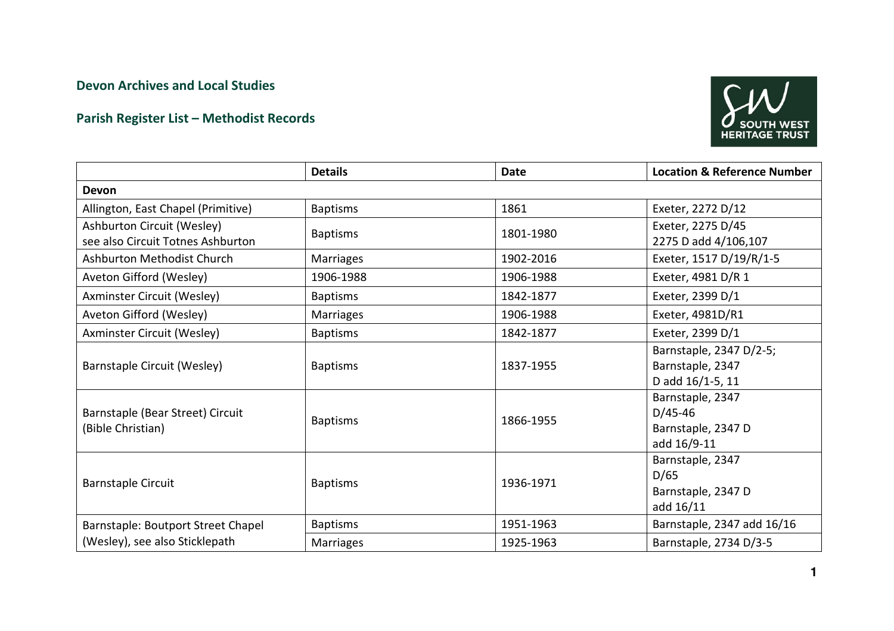## Devon Archives and Local Studies

## Parish Register List – Methodist Records

| | Details | Date | Location & Reference Number |
|---|---|---|---|
| **Devon** | | | |
| Allington, East Chapel (Primitive) | Baptisms | 1861 | Exeter, 2272 D/12 |
| Ashburton Circuit (Wesley) see also Circuit Totnes Ashburton | Baptisms | 1801-1980 | Exeter, 2275 D/45 2275 D add 4/106,107 |
| Ashburton Methodist Church | Marriages | 1902-2016 | Exeter, 1517 D/19/R/1-5 |
| Aveton Gifford (Wesley) | 1906-1988 | 1906-1988 | Exeter, 4981 D/R 1 |
| Axminster Circuit (Wesley) | Baptisms | 1842-1877 | Exeter, 2399 D/1 |
| Aveton Gifford (Wesley) | Marriages | 1906-1988 | Exeter, 4981D/R1 |
| Axminster Circuit (Wesley) | Baptisms | 1842-1877 | Exeter, 2399 D/1 |
| Barnstaple Circuit (Wesley) | Baptisms | 1837-1955 | Barnstaple, 2347 D/2-5; Barnstaple, 2347 D add 16/1-5, 11 |
| Barnstaple (Bear Street) Circuit (Bible Christian) | Baptisms | 1866-1955 | Barnstaple, 2347 D/45-46 Barnstaple, 2347 D add 16/9-11 |
| Barnstaple Circuit | Baptisms | 1936-1971 | Barnstaple, 2347 D/65 Barnstaple, 2347 D add 16/11 |
| Barnstaple: Boutport Street Chapel (Wesley), see also Sticklepath | Baptisms | 1951-1963 | Barnstaple, 2347 add 16/16 |
| | Marriages | 1925-1963 | Barnstaple, 2734 D/3-5 |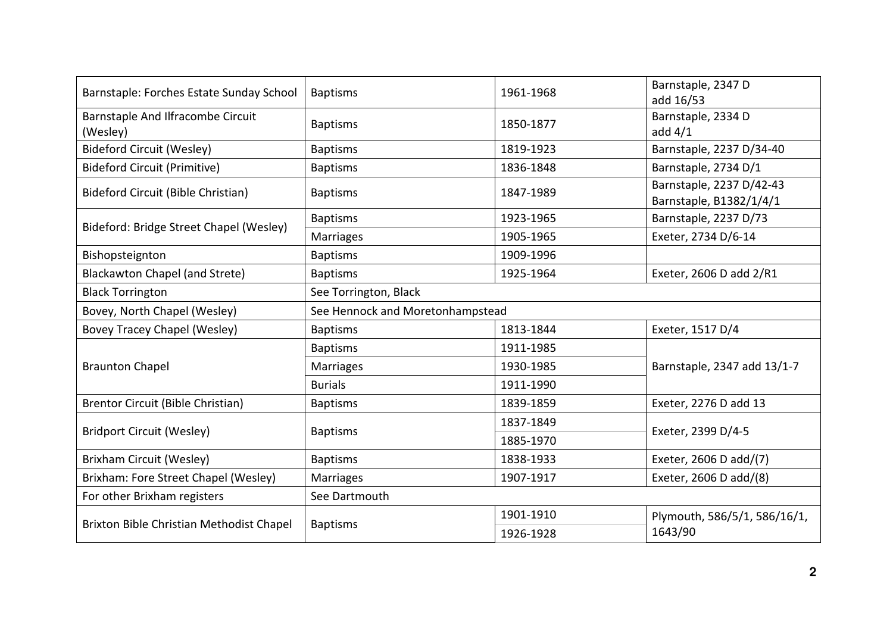| | | | |
|---|---|---|---|
| Barnstaple: Forches Estate Sunday School | Baptisms | 1961-1968 | Barnstaple, 2347 D add 16/53 |
| Barnstaple And Ilfracombe Circuit (Wesley) | Baptisms | 1850-1877 | Barnstaple, 2334 D add 4/1 |
| Bideford Circuit (Wesley) | Baptisms | 1819-1923 | Barnstaple, 2237 D/34-40 |
| Bideford Circuit (Primitive) | Baptisms | 1836-1848 | Barnstaple, 2734 D/1 |
| Bideford Circuit (Bible Christian) | Baptisms | 1847-1989 | Barnstaple, 2237 D/42-43 Barnstaple, B1382/1/4/1 |
| Bideford: Bridge Street Chapel (Wesley) | Baptisms | 1923-1965 | Barnstaple, 2237 D/73 |
| | Marriages | 1905-1965 | Exeter, 2734 D/6-14 |
| Bishopsteignton | Baptisms | 1909-1996 | |
| Blackawton Chapel (and Strete) | Baptisms | 1925-1964 | Exeter, 2606 D add 2/R1 |
| Black Torrington | See Torrington, Black | | |
| Bovey, North Chapel (Wesley) | See Hennock and Moretonhampstead | | |
| Bovey Tracey Chapel (Wesley) | Baptisms | 1813-1844 | Exeter, 1517 D/4 |
| Braunton Chapel | Baptisms | 1911-1985 | Barnstaple, 2347 add 13/1-7 |
| | Marriages | 1930-1985 | |
| | Burials | 1911-1990 | |
| Brentor Circuit (Bible Christian) | Baptisms | 1839-1859 | Exeter, 2276 D add 13 |
| Bridport Circuit (Wesley) | Baptisms | 1837-1849 | Exeter, 2399 D/4-5 |
| | | 1885-1970 | |
| Brixham Circuit (Wesley) | Baptisms | 1838-1933 | Exeter, 2606 D add/(7) |
| Brixham: Fore Street Chapel (Wesley) | Marriages | 1907-1917 | Exeter, 2606 D add/(8) |
| For other Brixham registers | See Dartmouth | | |
| Brixton Bible Christian Methodist Chapel | Baptisms | 1901-1910 | Plymouth, 586/5/1, 586/16/1, 1643/90 |
| | | 1926-1928 | |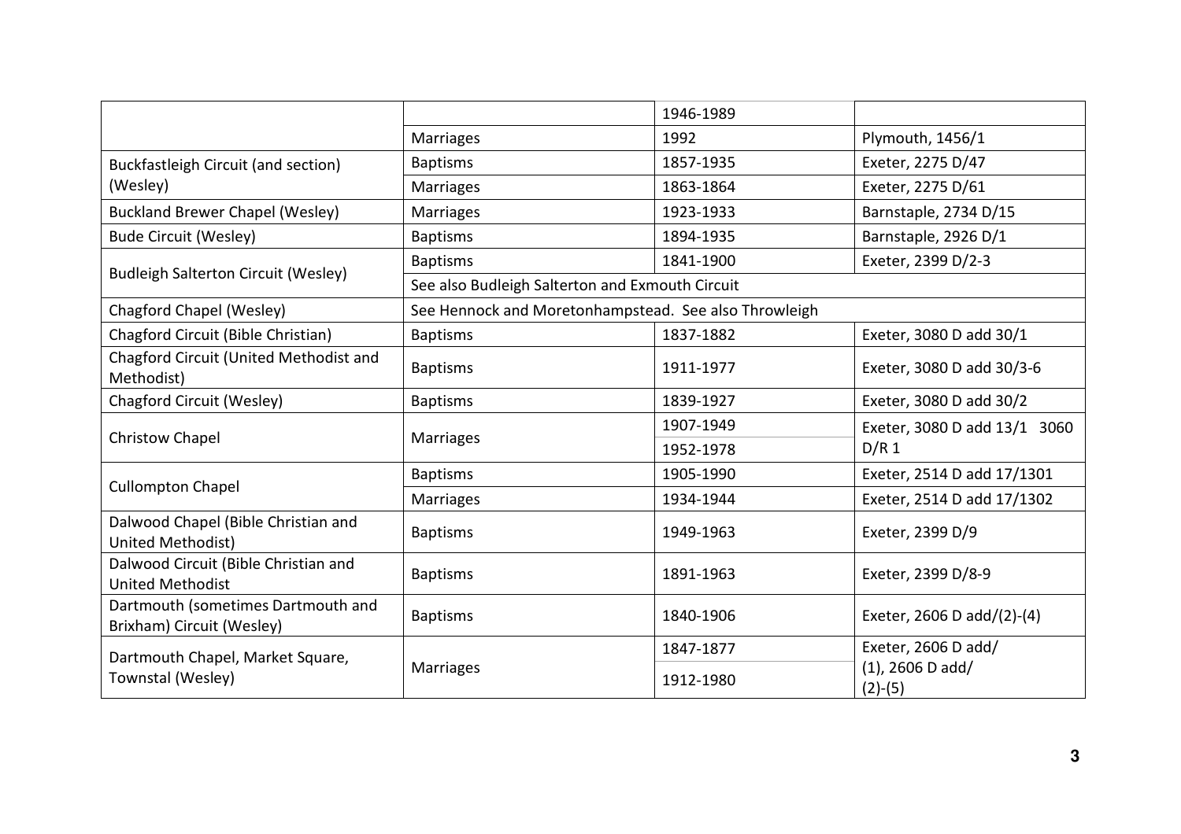| | | | |
|---|---|---|---|
| | | 1946-1989 | |
| | Marriages | 1992 | Plymouth, 1456/1 |
| Buckfastleigh Circuit (and section) (Wesley) | Baptisms | 1857-1935 | Exeter, 2275 D/47 |
| | Marriages | 1863-1864 | Exeter, 2275 D/61 |
| Buckland Brewer Chapel (Wesley) | Marriages | 1923-1933 | Barnstaple, 2734 D/15 |
| Bude Circuit (Wesley) | Baptisms | 1894-1935 | Barnstaple, 2926 D/1 |
| Budleigh Salterton Circuit (Wesley) | Baptisms | 1841-1900 | Exeter, 2399 D/2-3 |
| | See also Budleigh Salterton and Exmouth Circuit | | |
| Chagford Chapel (Wesley) | See Hennock and Moretonhampstead. See also Throwleigh | | |
| Chagford Circuit (Bible Christian) | Baptisms | 1837-1882 | Exeter, 3080 D add 30/1 |
| Chagford Circuit (United Methodist and Methodist) | Baptisms | 1911-1977 | Exeter, 3080 D add 30/3-6 |
| Chagford Circuit (Wesley) | Baptisms | 1839-1927 | Exeter, 3080 D add 30/2 |
| Christow Chapel | Marriages | 1907-1949 | Exeter, 3080 D add 13/1 3060 D/R 1 |
| | | 1952-1978 | |
| Cullompton Chapel | Baptisms | 1905-1990 | Exeter, 2514 D add 17/1301 |
| | Marriages | 1934-1944 | Exeter, 2514 D add 17/1302 |
| Dalwood Chapel (Bible Christian and United Methodist) | Baptisms | 1949-1963 | Exeter, 2399 D/9 |
| Dalwood Circuit (Bible Christian and United Methodist | Baptisms | 1891-1963 | Exeter, 2399 D/8-9 |
| Dartmouth (sometimes Dartmouth and Brixham) Circuit (Wesley) | Baptisms | 1840-1906 | Exeter, 2606 D add/(2)-(4) |
| Dartmouth Chapel, Market Square, Townstal (Wesley) | Marriages | 1847-1877 | Exeter, 2606 D add/ (1), 2606 D add/ (2)-(5) |
| | | 1912-1980 | |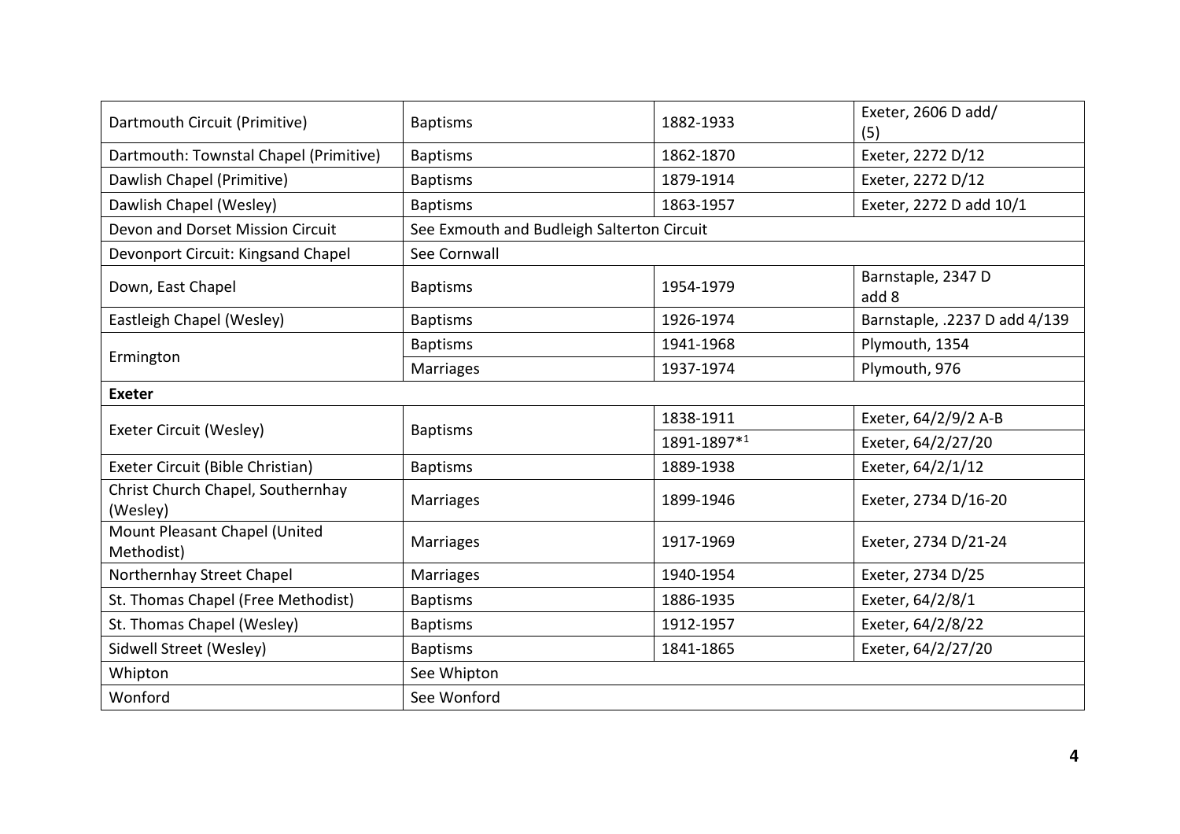| Dartmouth Circuit (Primitive) | Baptisms | 1882-1933 | Exeter, 2606 D add/ (5) |
|---|---|---|---|
| Dartmouth: Townstal Chapel (Primitive) | Baptisms | 1862-1870 | Exeter, 2272 D/12 |
| Dawlish Chapel (Primitive) | Baptisms | 1879-1914 | Exeter, 2272 D/12 |
| Dawlish Chapel (Wesley) | Baptisms | 1863-1957 | Exeter, 2272 D add 10/1 |
| Devon and Dorset Mission Circuit | See Exmouth and Budleigh Salterton Circuit | | |
| Devonport Circuit: Kingsand Chapel | See Cornwall | | |
| Down, East Chapel | Baptisms | 1954-1979 | Barnstaple, 2347 D add 8 |
| Eastleigh Chapel (Wesley) | Baptisms | 1926-1974 | Barnstaple, .2237 D add 4/139 |
| Ermington | Baptisms | 1941-1968 | Plymouth, 1354 |
| | Marriages | 1937-1974 | Plymouth, 976 |
| **Exeter** | | | |
| Exeter Circuit (Wesley) | Baptisms | 1838-1911 | Exeter, 64/2/9/2 A-B |
| | | 1891-1897*[1] | Exeter, 64/2/27/20 |
| Exeter Circuit (Bible Christian) | Baptisms | 1889-1938 | Exeter, 64/2/1/12 |
| Christ Church Chapel, Southernhay (Wesley) | Marriages | 1899-1946 | Exeter, 2734 D/16-20 |
| Mount Pleasant Chapel (United Methodist) | Marriages | 1917-1969 | Exeter, 2734 D/21-24 |
| Northernhay Street Chapel | Marriages | 1940-1954 | Exeter, 2734 D/25 |
| St. Thomas Chapel (Free Methodist) | Baptisms | 1886-1935 | Exeter, 64/2/8/1 |
| St. Thomas Chapel (Wesley) | Baptisms | 1912-1957 | Exeter, 64/2/8/22 |
| Sidwell Street (Wesley) | Baptisms | 1841-1865 | Exeter, 64/2/27/20 |
| Whipton | See Whipton | | |
| Wonford | See Wonford | | |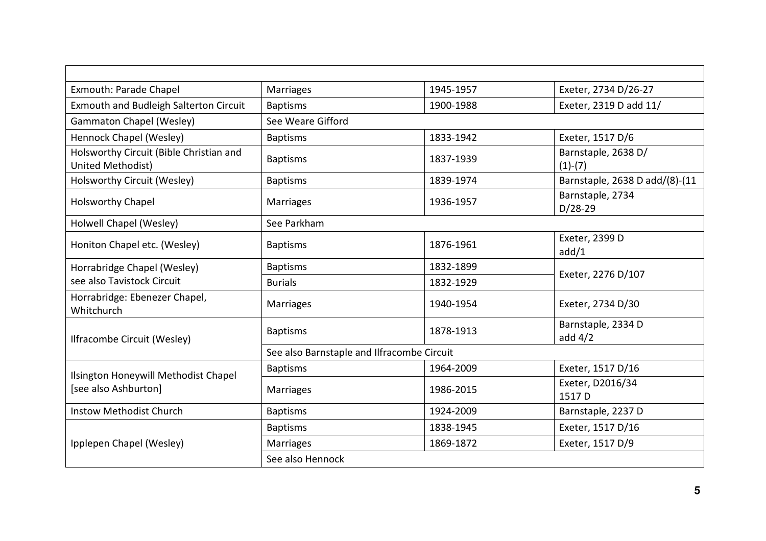| | | | |
|---|---|---|---|
| Exmouth: Parade Chapel | Marriages | 1945-1957 | Exeter, 2734 D/26-27 |
| Exmouth and Budleigh Salterton Circuit | Baptisms | 1900-1988 | Exeter, 2319 D add 11/ |
| Gammaton Chapel (Wesley) | See Weare Gifford | | |
| Hennock Chapel (Wesley) | Baptisms | 1833-1942 | Exeter, 1517 D/6 |
| Holsworthy Circuit (Bible Christian and United Methodist) | Baptisms | 1837-1939 | Barnstaple, 2638 D/ (1)-(7) |
| Holsworthy Circuit (Wesley) | Baptisms | 1839-1974 | Barnstaple, 2638 D add/(8)-(11 |
| Holsworthy Chapel | Marriages | 1936-1957 | Barnstaple, 2734 D/28-29 |
| Holwell Chapel (Wesley) | See Parkham | | |
| Honiton Chapel etc. (Wesley) | Baptisms | 1876-1961 | Exeter, 2399 D add/1 |
| Horrabridge Chapel (Wesley) see also Tavistock Circuit | Baptisms | 1832-1899 | Exeter, 2276 D/107 |
| | Burials | 1832-1929 | |
| Horrabridge: Ebenezer Chapel, Whitchurch | Marriages | 1940-1954 | Exeter, 2734 D/30 |
| Ilfracombe Circuit (Wesley) | Baptisms | 1878-1913 | Barnstaple, 2334 D add 4/2 |
| | See also Barnstaple and Ilfracombe Circuit | | |
| Ilsington Honeywill Methodist Chapel [see also Ashburton] | Baptisms | 1964-2009 | Exeter, 1517 D/16 |
| | Marriages | 1986-2015 | Exeter, D2016/34 1517 D |
| Instow Methodist Church | Baptisms | 1924-2009 | Barnstaple, 2237 D |
| Ipplepen Chapel (Wesley) | Baptisms | 1838-1945 | Exeter, 1517 D/16 |
| | Marriages | 1869-1872 | Exeter, 1517 D/9 |
| | See also Hennock | | |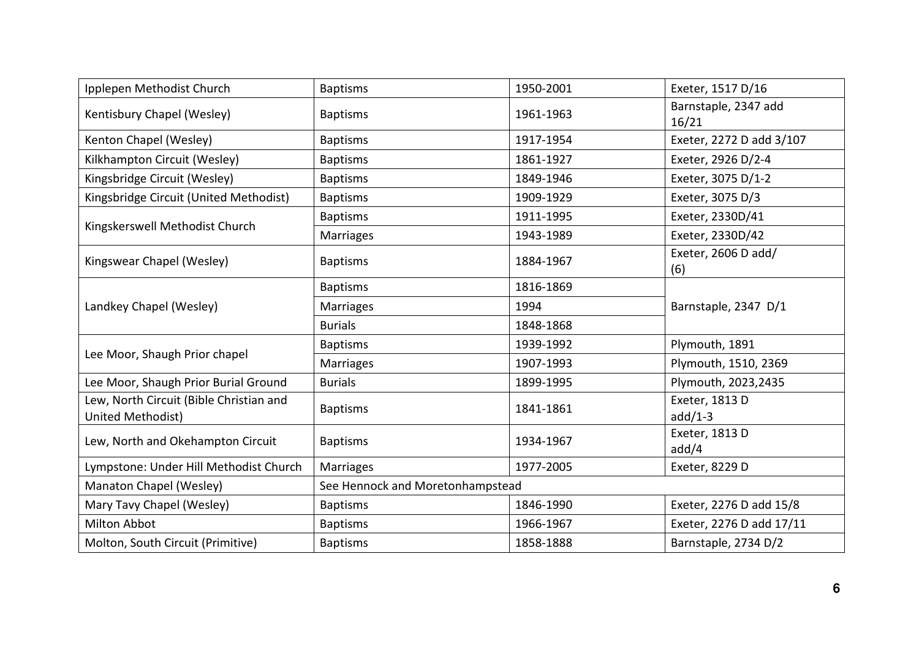| | | | |
|---|---|---|---|
| Ipplepen Methodist Church | Baptisms | 1950-2001 | Exeter, 1517 D/16 |
| Kentisbury Chapel (Wesley) | Baptisms | 1961-1963 | Barnstaple, 2347 add 16/21 |
| Kenton Chapel (Wesley) | Baptisms | 1917-1954 | Exeter, 2272 D add 3/107 |
| Kilkhampton Circuit (Wesley) | Baptisms | 1861-1927 | Exeter, 2926 D/2-4 |
| Kingsbridge Circuit (Wesley) | Baptisms | 1849-1946 | Exeter, 3075 D/1-2 |
| Kingsbridge Circuit (United Methodist) | Baptisms | 1909-1929 | Exeter, 3075 D/3 |
| Kingskerswell Methodist Church | Baptisms | 1911-1995 | Exeter, 2330D/41 |
| | Marriages | 1943-1989 | Exeter, 2330D/42 |
| Kingswear Chapel (Wesley) | Baptisms | 1884-1967 | Exeter, 2606 D add/ (6) |
| Landkey Chapel (Wesley) | Baptisms | 1816-1869 | Barnstaple, 2347 D/1 |
| | Marriages | 1994 | |
| | Burials | 1848-1868 | |
| Lee Moor, Shaugh Prior chapel | Baptisms | 1939-1992 | Plymouth, 1891 |
| | Marriages | 1907-1993 | Plymouth, 1510, 2369 |
| Lee Moor, Shaugh Prior Burial Ground | Burials | 1899-1995 | Plymouth, 2023,2435 |
| Lew, North Circuit (Bible Christian and United Methodist) | Baptisms | 1841-1861 | Exeter, 1813 D add/1-3 |
| Lew, North and Okehampton Circuit | Baptisms | 1934-1967 | Exeter, 1813 D add/4 |
| Lympstone: Under Hill Methodist Church | Marriages | 1977-2005 | Exeter, 8229 D |
| Manaton Chapel (Wesley) | See Hennock and Moretonhampstead | | |
| Mary Tavy Chapel (Wesley) | Baptisms | 1846-1990 | Exeter, 2276 D add 15/8 |
| Milton Abbot | Baptisms | 1966-1967 | Exeter, 2276 D add 17/11 |
| Molton, South Circuit (Primitive) | Baptisms | 1858-1888 | Barnstaple, 2734 D/2 |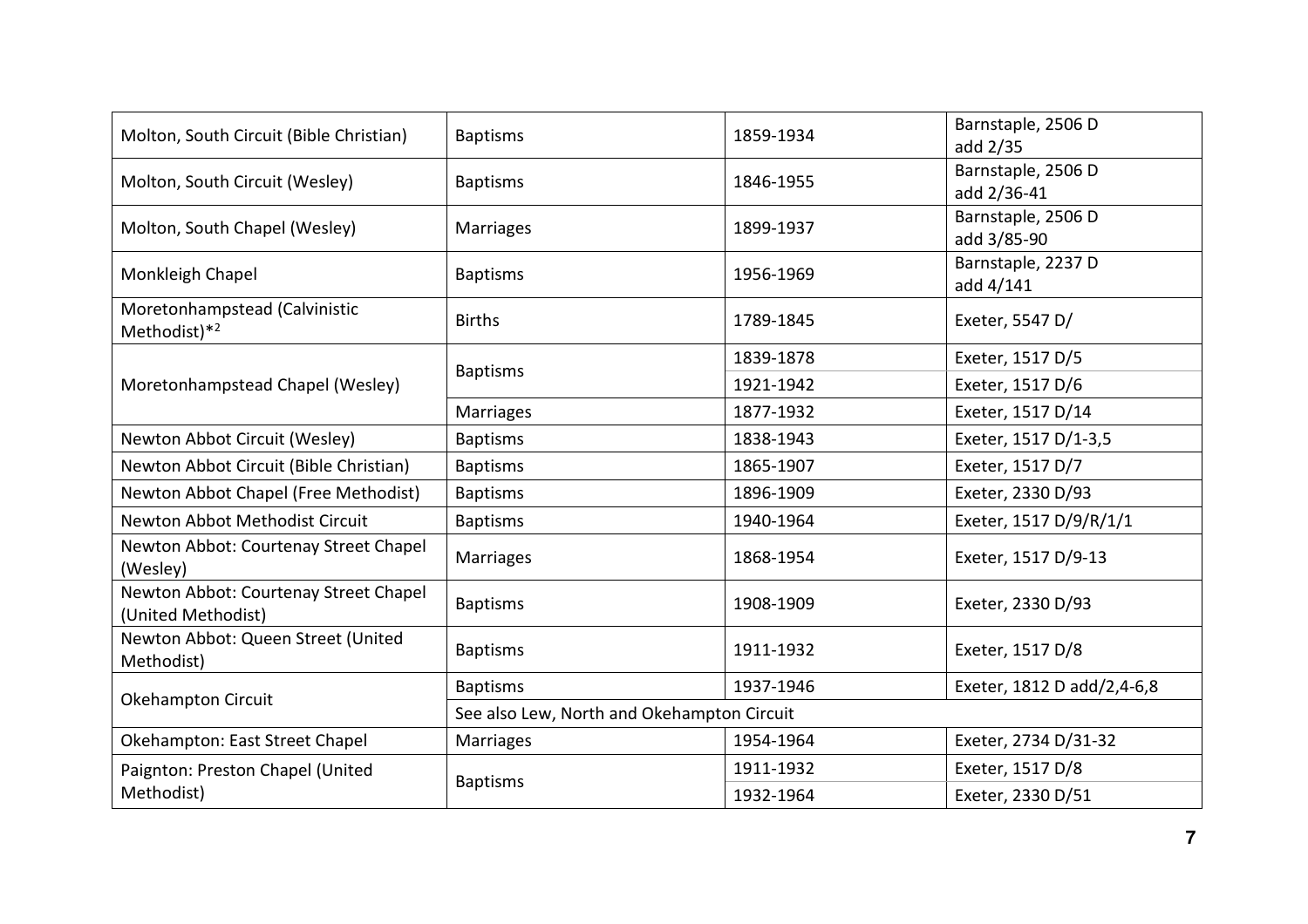| Molton, South Circuit (Bible Christian) | Baptisms | 1859-1934 | Barnstaple, 2506 D add 2/35 |
|---|---|---|---|
| Molton, South Circuit (Wesley) | Baptisms | 1846-1955 | Barnstaple, 2506 D add 2/36-41 |
| Molton, South Chapel (Wesley) | Marriages | 1899-1937 | Barnstaple, 2506 D add 3/85-90 |
| Monkleigh Chapel | Baptisms | 1956-1969 | Barnstaple, 2237 D add 4/141 |
| Moretonhampstead (Calvinistic Methodist)*[2] | Births | 1789-1845 | Exeter, 5547 D/ |
| Moretonhampstead Chapel (Wesley) | Baptisms | 1839-1878 | Exeter, 1517 D/5 |
| | | 1921-1942 | Exeter, 1517 D/6 |
| | Marriages | 1877-1932 | Exeter, 1517 D/14 |
| Newton Abbot Circuit (Wesley) | Baptisms | 1838-1943 | Exeter, 1517 D/1-3,5 |
| Newton Abbot Circuit (Bible Christian) | Baptisms | 1865-1907 | Exeter, 1517 D/7 |
| Newton Abbot Chapel (Free Methodist) | Baptisms | 1896-1909 | Exeter, 2330 D/93 |
| Newton Abbot Methodist Circuit | Baptisms | 1940-1964 | Exeter, 1517 D/9/R/1/1 |
| Newton Abbot: Courtenay Street Chapel (Wesley) | Marriages | 1868-1954 | Exeter, 1517 D/9-13 |
| Newton Abbot: Courtenay Street Chapel (United Methodist) | Baptisms | 1908-1909 | Exeter, 2330 D/93 |
| Newton Abbot: Queen Street (United Methodist) | Baptisms | 1911-1932 | Exeter, 1517 D/8 |
| Okehampton Circuit | Baptisms | 1937-1946 | Exeter, 1812 D add/2,4-6,8 |
| | See also Lew, North and Okehampton Circuit | | |
| Okehampton: East Street Chapel | Marriages | 1954-1964 | Exeter, 2734 D/31-32 |
| Paignton: Preston Chapel (United Methodist) | Baptisms | 1911-1932 | Exeter, 1517 D/8 |
| | | 1932-1964 | Exeter, 2330 D/51 |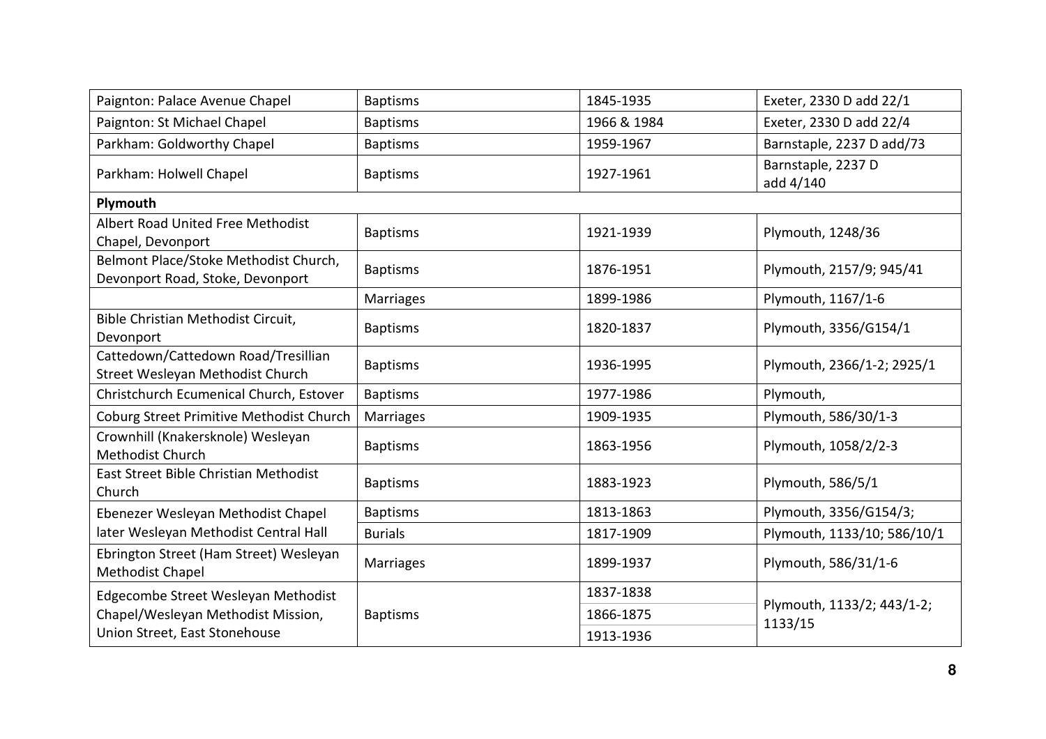| Paignton: Palace Avenue Chapel | Baptisms | 1845-1935 | Exeter, 2330 D add 22/1 |
|---|---|---|---|
| Paignton: St Michael Chapel | Baptisms | 1966 & 1984 | Exeter, 2330 D add 22/4 |
| Parkham: Goldworthy Chapel | Baptisms | 1959-1967 | Barnstaple, 2237 D add/73 |
| Parkham: Holwell Chapel | Baptisms | 1927-1961 | Barnstaple, 2237 D add 4/140 |
| **Plymouth** | | | |
| Albert Road United Free Methodist Chapel, Devonport | Baptisms | 1921-1939 | Plymouth, 1248/36 |
| Belmont Place/Stoke Methodist Church, Devonport Road, Stoke, Devonport | Baptisms | 1876-1951 | Plymouth, 2157/9; 945/41 |
| | Marriages | 1899-1986 | Plymouth, 1167/1-6 |
| Bible Christian Methodist Circuit, Devonport | Baptisms | 1820-1837 | Plymouth, 3356/G154/1 |
| Cattedown/Cattedown Road/Tresillian Street Wesleyan Methodist Church | Baptisms | 1936-1995 | Plymouth, 2366/1-2; 2925/1 |
| Christchurch Ecumenical Church, Estover | Baptisms | 1977-1986 | Plymouth, |
| Coburg Street Primitive Methodist Church | Marriages | 1909-1935 | Plymouth, 586/30/1-3 |
| Crownhill (Knakersknole) Wesleyan Methodist Church | Baptisms | 1863-1956 | Plymouth, 1058/2/2-3 |
| East Street Bible Christian Methodist Church | Baptisms | 1883-1923 | Plymouth, 586/5/1 |
| Ebenezer Wesleyan Methodist Chapel later Wesleyan Methodist Central Hall | Baptisms | 1813-1863 | Plymouth, 3356/G154/3; |
| | Burials | 1817-1909 | Plymouth, 1133/10; 586/10/1 |
| Ebrington Street (Ham Street) Wesleyan Methodist Chapel | Marriages | 1899-1937 | Plymouth, 586/31/1-6 |
| Edgecombe Street Wesleyan Methodist Chapel/Wesleyan Methodist Mission, Union Street, East Stonehouse | Baptisms | 1837-1838 | Plymouth, 1133/2; 443/1-2; 1133/15 |
| | | 1866-1875 | |
| | | 1913-1936 | |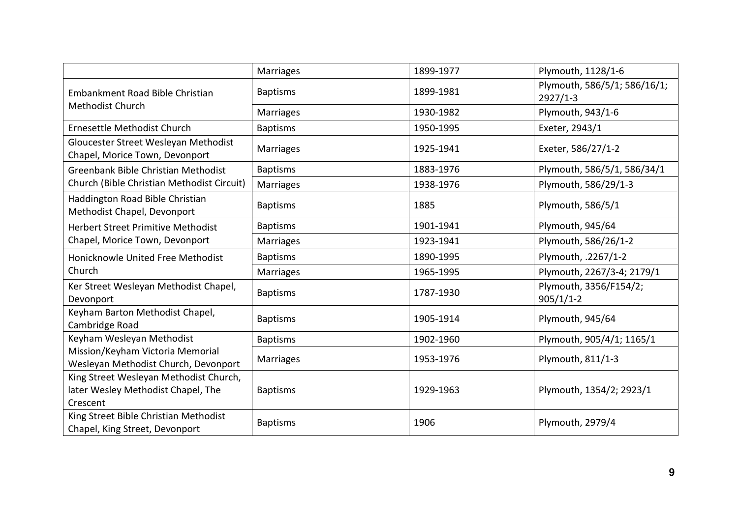| | | | |
|---|---|---|---|
| | Marriages | 1899-1977 | Plymouth, 1128/1-6 |
| Embankment Road Bible Christian Methodist Church | Baptisms | 1899-1981 | Plymouth, 586/5/1; 586/16/1; 2927/1-3 |
| | Marriages | 1930-1982 | Plymouth, 943/1-6 |
| Ernesettle Methodist Church | Baptisms | 1950-1995 | Exeter, 2943/1 |
| Gloucester Street Wesleyan Methodist Chapel, Morice Town, Devonport | Marriages | 1925-1941 | Exeter, 586/27/1-2 |
| Greenbank Bible Christian Methodist Church (Bible Christian Methodist Circuit) | Baptisms | 1883-1976 | Plymouth, 586/5/1, 586/34/1 |
| | Marriages | 1938-1976 | Plymouth, 586/29/1-3 |
| Haddington Road Bible Christian Methodist Chapel, Devonport | Baptisms | 1885 | Plymouth, 586/5/1 |
| Herbert Street Primitive Methodist Chapel, Morice Town, Devonport | Baptisms | 1901-1941 | Plymouth, 945/64 |
| | Marriages | 1923-1941 | Plymouth, 586/26/1-2 |
| Honicknowle United Free Methodist Church | Baptisms | 1890-1995 | Plymouth, .2267/1-2 |
| | Marriages | 1965-1995 | Plymouth, 2267/3-4; 2179/1 |
| Ker Street Wesleyan Methodist Chapel, Devonport | Baptisms | 1787-1930 | Plymouth, 3356/F154/2; 905/1/1-2 |
| Keyham Barton Methodist Chapel, Cambridge Road | Baptisms | 1905-1914 | Plymouth, 945/64 |
| Keyham Wesleyan Methodist Mission/Keyham Victoria Memorial Wesleyan Methodist Church, Devonport | Baptisms | 1902-1960 | Plymouth, 905/4/1; 1165/1 |
| | Marriages | 1953-1976 | Plymouth, 811/1-3 |
| King Street Wesleyan Methodist Church, later Wesley Methodist Chapel, The Crescent | Baptisms | 1929-1963 | Plymouth, 1354/2; 2923/1 |
| King Street Bible Christian Methodist Chapel, King Street, Devonport | Baptisms | 1906 | Plymouth, 2979/4 |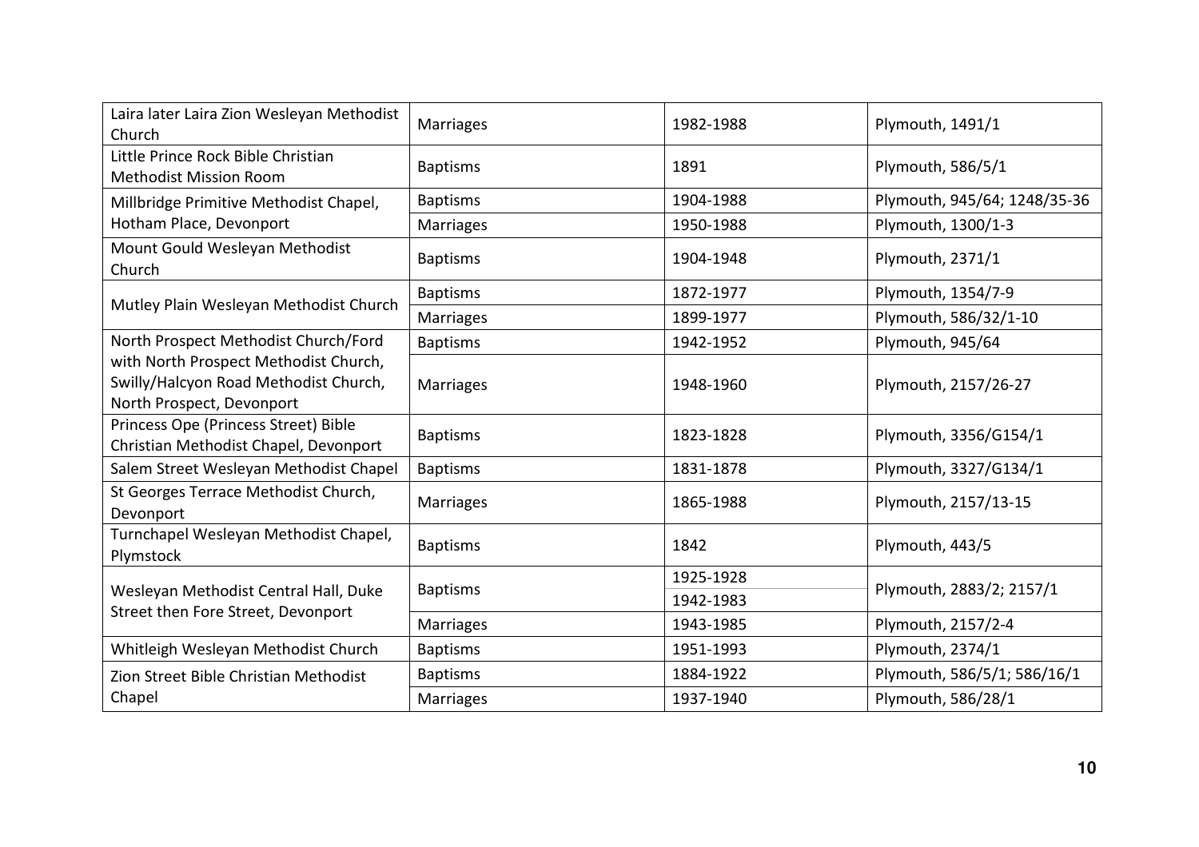| Laira later Laira Zion Wesleyan Methodist Church | Marriages | 1982-1988 | Plymouth, 1491/1 |
|---|---|---|---|
| Little Prince Rock Bible Christian Methodist Mission Room | Baptisms | 1891 | Plymouth, 586/5/1 |
| Millbridge Primitive Methodist Chapel, Hotham Place, Devonport | Baptisms | 1904-1988 | Plymouth, 945/64; 1248/35-36 |
| | Marriages | 1950-1988 | Plymouth, 1300/1-3 |
| Mount Gould Wesleyan Methodist Church | Baptisms | 1904-1948 | Plymouth, 2371/1 |
| Mutley Plain Wesleyan Methodist Church | Baptisms | 1872-1977 | Plymouth, 1354/7-9 |
| | Marriages | 1899-1977 | Plymouth, 586/32/1-10 |
| North Prospect Methodist Church/Ford with North Prospect Methodist Church, Swilly/Halcyon Road Methodist Church, North Prospect, Devonport | Baptisms | 1942-1952 | Plymouth, 945/64 |
| | Marriages | 1948-1960 | Plymouth, 2157/26-27 |
| Princess Ope (Princess Street) Bible Christian Methodist Chapel, Devonport | Baptisms | 1823-1828 | Plymouth, 3356/G154/1 |
| Salem Street Wesleyan Methodist Chapel | Baptisms | 1831-1878 | Plymouth, 3327/G134/1 |
| St Georges Terrace Methodist Church, Devonport | Marriages | 1865-1988 | Plymouth, 2157/13-15 |
| Turnchapel Wesleyan Methodist Chapel, Plymstock | Baptisms | 1842 | Plymouth, 443/5 |
| Wesleyan Methodist Central Hall, Duke Street then Fore Street, Devonport | Baptisms | 1925-1928 | Plymouth, 2883/2; 2157/1 |
| | | 1942-1983 | |
| | Marriages | 1943-1985 | Plymouth, 2157/2-4 |
| Whitleigh Wesleyan Methodist Church | Baptisms | 1951-1993 | Plymouth, 2374/1 |
| Zion Street Bible Christian Methodist Chapel | Baptisms | 1884-1922 | Plymouth, 586/5/1; 586/16/1 |
| | Marriages | 1937-1940 | Plymouth, 586/28/1 |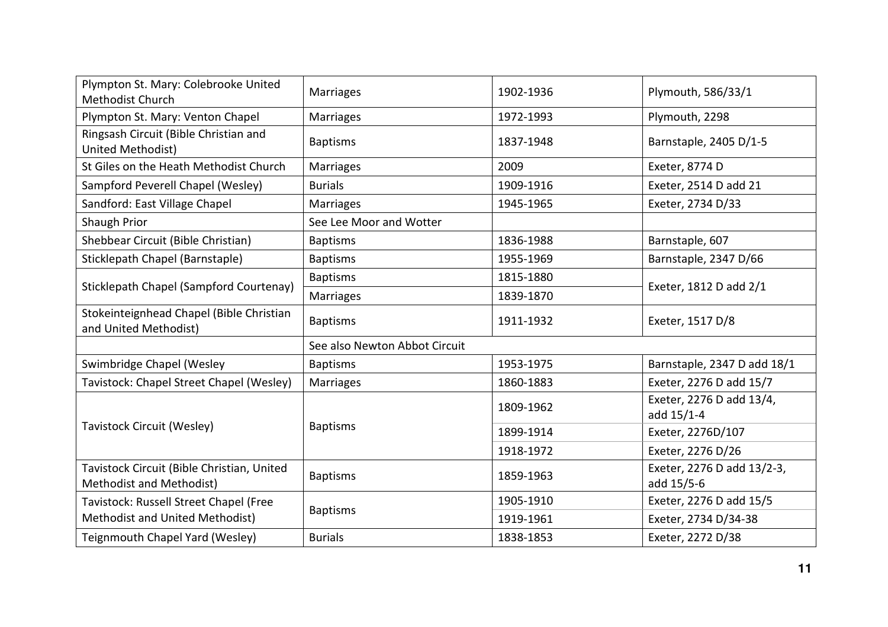| | | | |
|---|---|---|---|
| Plympton St. Mary: Colebrooke United Methodist Church | Marriages | 1902-1936 | Plymouth, 586/33/1 |
| Plympton St. Mary: Venton Chapel | Marriages | 1972-1993 | Plymouth, 2298 |
| Ringsash Circuit (Bible Christian and United Methodist) | Baptisms | 1837-1948 | Barnstaple, 2405 D/1-5 |
| St Giles on the Heath Methodist Church | Marriages | 2009 | Exeter, 8774 D |
| Sampford Peverell Chapel (Wesley) | Burials | 1909-1916 | Exeter, 2514 D add 21 |
| Sandford: East Village Chapel | Marriages | 1945-1965 | Exeter, 2734 D/33 |
| Shaugh Prior | See Lee Moor and Wotter | | |
| Shebbear Circuit (Bible Christian) | Baptisms | 1836-1988 | Barnstaple, 607 |
| Sticklepath Chapel (Barnstaple) | Baptisms | 1955-1969 | Barnstaple, 2347 D/66 |
| Sticklepath Chapel (Sampford Courtenay) | Baptisms | 1815-1880 | Exeter, 1812 D add 2/1 |
| | Marriages | 1839-1870 | |
| Stokeinteignhead Chapel (Bible Christian and United Methodist) | Baptisms | 1911-1932 | Exeter, 1517 D/8 |
| | See also Newton Abbot Circuit | | |
| Swimbridge Chapel (Wesley | Baptisms | 1953-1975 | Barnstaple, 2347 D add 18/1 |
| Tavistock: Chapel Street Chapel (Wesley) | Marriages | 1860-1883 | Exeter, 2276 D add 15/7 |
| Tavistock Circuit (Wesley) | Baptisms | 1809-1962 | Exeter, 2276 D add 13/4, add 15/1-4 |
| | | 1899-1914 | Exeter, 2276D/107 |
| | | 1918-1972 | Exeter, 2276 D/26 |
| Tavistock Circuit (Bible Christian, United Methodist and Methodist) | Baptisms | 1859-1963 | Exeter, 2276 D add 13/2-3, add 15/5-6 |
| Tavistock: Russell Street Chapel (Free Methodist and United Methodist) | Baptisms | 1905-1910 | Exeter, 2276 D add 15/5 |
| | | 1919-1961 | Exeter, 2734 D/34-38 |
| Teignmouth Chapel Yard (Wesley) | Burials | 1838-1853 | Exeter, 2272 D/38 |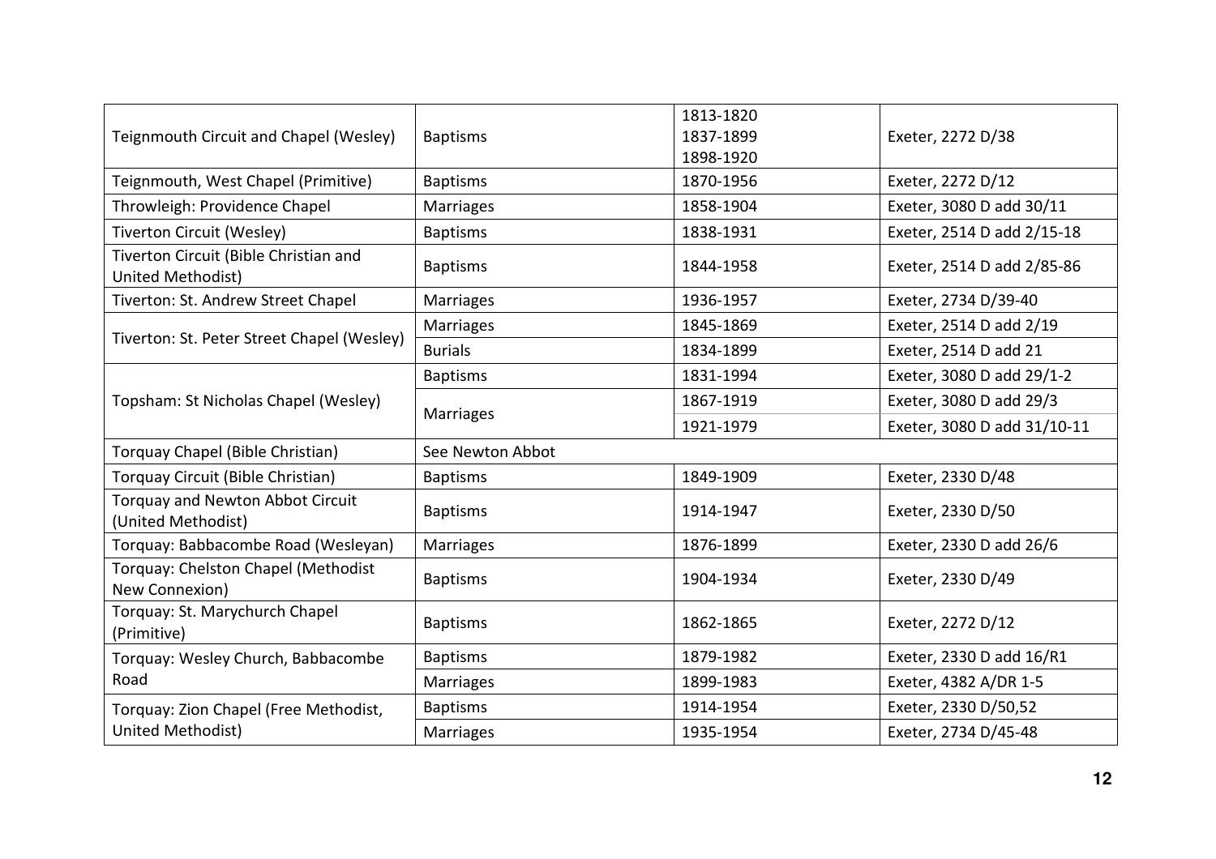| | | | |
|---|---|---|---|
| Teignmouth Circuit and Chapel (Wesley) | Baptisms | 1813-1820<br>1837-1899<br>1898-1920 | Exeter, 2272 D/38 |
| Teignmouth, West Chapel (Primitive) | Baptisms | 1870-1956 | Exeter, 2272 D/12 |
| Throwleigh: Providence Chapel | Marriages | 1858-1904 | Exeter, 3080 D add 30/11 |
| Tiverton Circuit (Wesley) | Baptisms | 1838-1931 | Exeter, 2514 D add 2/15-18 |
| Tiverton Circuit (Bible Christian and United Methodist) | Baptisms | 1844-1958 | Exeter, 2514 D add 2/85-86 |
| Tiverton: St. Andrew Street Chapel | Marriages | 1936-1957 | Exeter, 2734 D/39-40 |
| Tiverton: St. Peter Street Chapel (Wesley) | Marriages | 1845-1869 | Exeter, 2514 D add 2/19 |
| | Burials | 1834-1899 | Exeter, 2514 D add 21 |
| Topsham: St Nicholas Chapel (Wesley) | Baptisms | 1831-1994 | Exeter, 3080 D add 29/1-2 |
| | Marriages | 1867-1919 | Exeter, 3080 D add 29/3 |
| | | 1921-1979 | Exeter, 3080 D add 31/10-11 |
| Torquay Chapel (Bible Christian) | See Newton Abbot | | |
| Torquay Circuit (Bible Christian) | Baptisms | 1849-1909 | Exeter, 2330 D/48 |
| Torquay and Newton Abbot Circuit (United Methodist) | Baptisms | 1914-1947 | Exeter, 2330 D/50 |
| Torquay: Babbacombe Road (Wesleyan) | Marriages | 1876-1899 | Exeter, 2330 D add 26/6 |
| Torquay: Chelston Chapel (Methodist New Connexion) | Baptisms | 1904-1934 | Exeter, 2330 D/49 |
| Torquay: St. Marychurch Chapel (Primitive) | Baptisms | 1862-1865 | Exeter, 2272 D/12 |
| Torquay: Wesley Church, Babbacombe Road | Baptisms | 1879-1982 | Exeter, 2330 D add 16/R1 |
| | Marriages | 1899-1983 | Exeter, 4382 A/DR 1-5 |
| Torquay: Zion Chapel (Free Methodist, United Methodist) | Baptisms | 1914-1954 | Exeter, 2330 D/50,52 |
| | Marriages | 1935-1954 | Exeter, 2734 D/45-48 |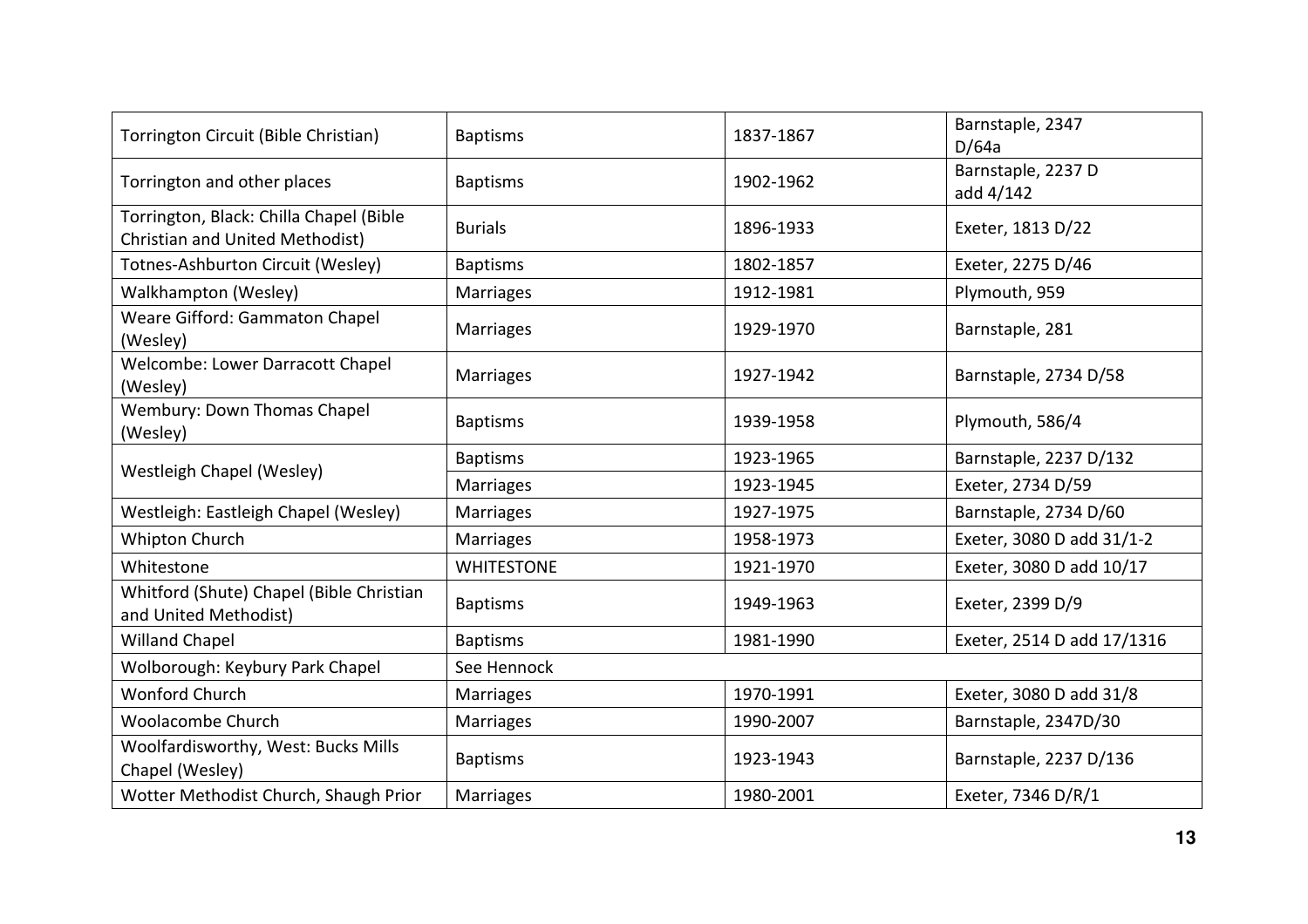| Torrington Circuit (Bible Christian) | Baptisms | 1837-1867 | Barnstaple, 2347 D/64a |
|---|---|---|---|
| Torrington and other places | Baptisms | 1902-1962 | Barnstaple, 2237 D add 4/142 |
| Torrington, Black: Chilla Chapel (Bible Christian and United Methodist) | Burials | 1896-1933 | Exeter, 1813 D/22 |
| Totnes-Ashburton Circuit (Wesley) | Baptisms | 1802-1857 | Exeter, 2275 D/46 |
| Walkhampton (Wesley) | Marriages | 1912-1981 | Plymouth, 959 |
| Weare Gifford: Gammaton Chapel (Wesley) | Marriages | 1929-1970 | Barnstaple, 281 |
| Welcombe: Lower Darracott Chapel (Wesley) | Marriages | 1927-1942 | Barnstaple, 2734 D/58 |
| Wembury: Down Thomas Chapel (Wesley) | Baptisms | 1939-1958 | Plymouth, 586/4 |
| Westleigh Chapel (Wesley) | Baptisms | 1923-1965 | Barnstaple, 2237 D/132 |
| | Marriages | 1923-1945 | Exeter, 2734 D/59 |
| Westleigh: Eastleigh Chapel (Wesley) | Marriages | 1927-1975 | Barnstaple, 2734 D/60 |
| Whipton Church | Marriages | 1958-1973 | Exeter, 3080 D add 31/1-2 |
| Whitestone | WHITESTONE | 1921-1970 | Exeter, 3080 D add 10/17 |
| Whitford (Shute) Chapel (Bible Christian and United Methodist) | Baptisms | 1949-1963 | Exeter, 2399 D/9 |
| Willand Chapel | Baptisms | 1981-1990 | Exeter, 2514 D add 17/1316 |
| Wolborough: Keybury Park Chapel | See Hennock | | |
| Wonford Church | Marriages | 1970-1991 | Exeter, 3080 D add 31/8 |
| Woolacombe Church | Marriages | 1990-2007 | Barnstaple, 2347D/30 |
| Woolfardisworthy, West: Bucks Mills Chapel (Wesley) | Baptisms | 1923-1943 | Barnstaple, 2237 D/136 |
| Wotter Methodist Church, Shaugh Prior | Marriages | 1980-2001 | Exeter, 7346 D/R/1 |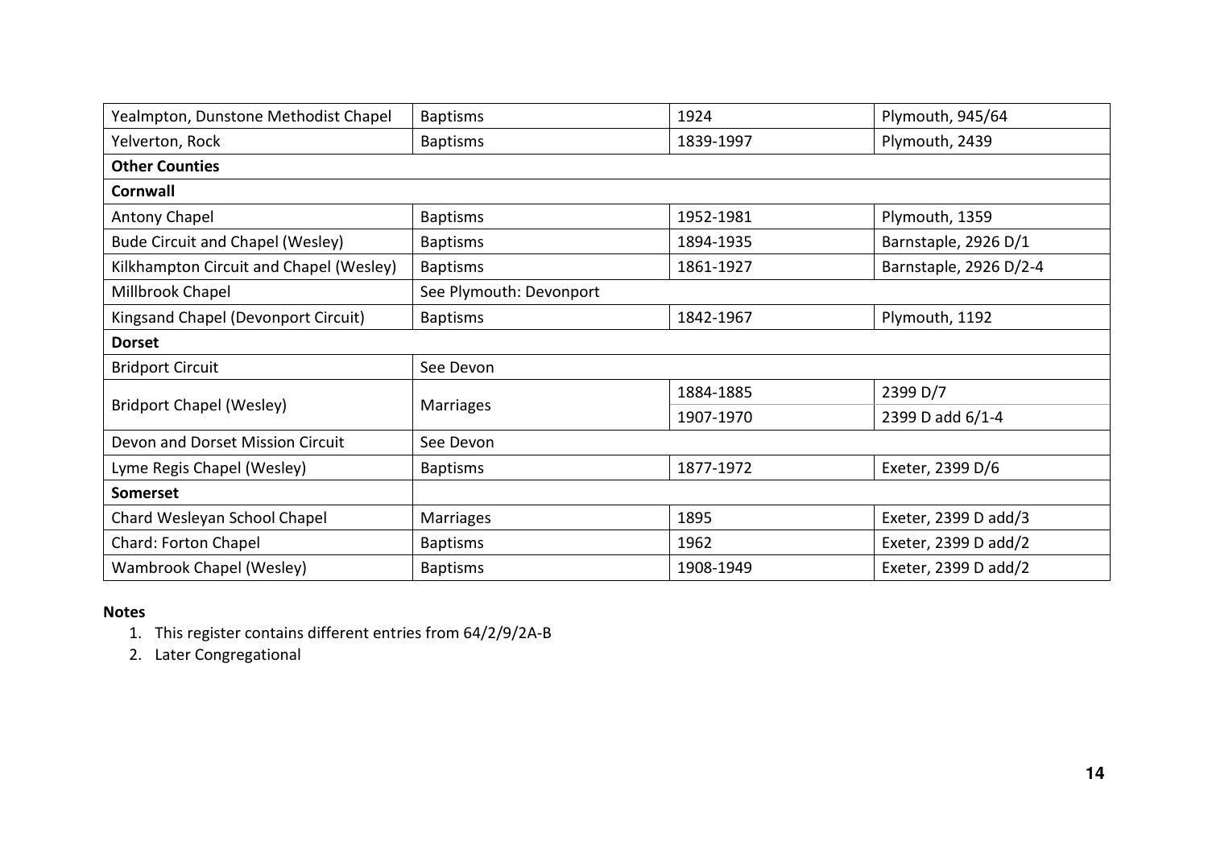| | | | |
|---|---|---|---|
| Yealmpton, Dunstone Methodist Chapel | Baptisms | 1924 | Plymouth, 945/64 |
| Yelverton, Rock | Baptisms | 1839-1997 | Plymouth, 2439 |
| **Other Counties** | | | |
| **Cornwall** | | | |
| Antony Chapel | Baptisms | 1952-1981 | Plymouth, 1359 |
| Bude Circuit and Chapel (Wesley) | Baptisms | 1894-1935 | Barnstaple, 2926 D/1 |
| Kilkhampton Circuit and Chapel (Wesley) | Baptisms | 1861-1927 | Barnstaple, 2926 D/2-4 |
| Millbrook Chapel | See Plymouth: Devonport | | |
| Kingsand Chapel (Devonport Circuit) | Baptisms | 1842-1967 | Plymouth, 1192 |
| **Dorset** | | | |
| Bridport Circuit | See Devon | | |
| Bridport Chapel (Wesley) | Marriages | 1884-1885 | 2399 D/7 |
| | | 1907-1970 | 2399 D add 6/1-4 |
| Devon and Dorset Mission Circuit | See Devon | | |
| Lyme Regis Chapel (Wesley) | Baptisms | 1877-1972 | Exeter, 2399 D/6 |
| **Somerset** | | | |
| Chard Wesleyan School Chapel | Marriages | 1895 | Exeter, 2399 D add/3 |
| Chard: Forton Chapel | Baptisms | 1962 | Exeter, 2399 D add/2 |
| Wambrook Chapel (Wesley) | Baptisms | 1908-1949 | Exeter, 2399 D add/2 |

**Notes**

1. This register contains different entries from 64/2/9/2A-B
2. Later Congregational